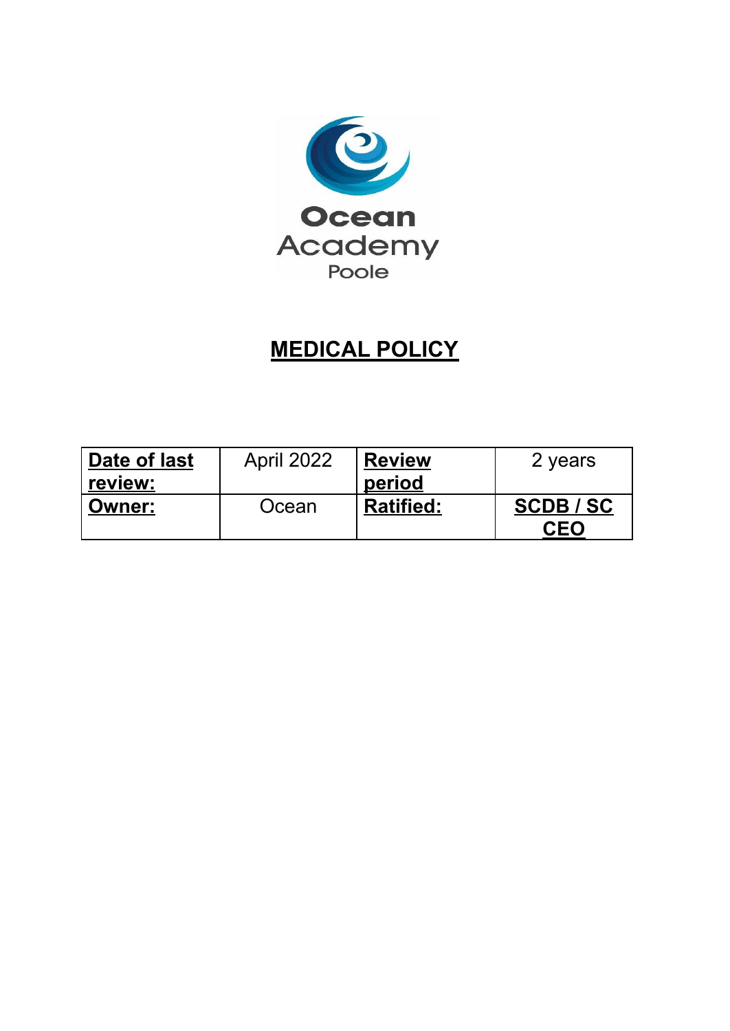Ocean Academy Poole

# MEDICAL POLICY

| **Date of last review:** | April 2022 | **Review period** | 2 years |
|---|---|---|---|
| **Owner:** | Ocean | **Ratified:** | **SCDB / SC CEO** |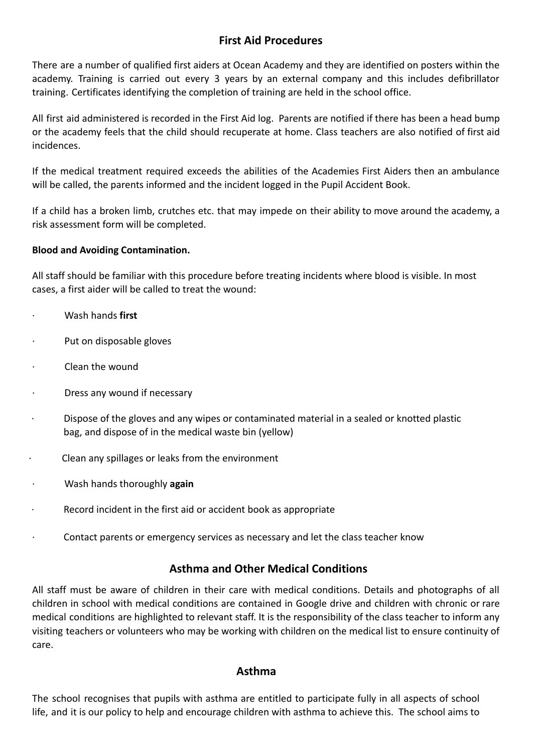## First Aid Procedures

There are a number of qualified first aiders at Ocean Academy and they are identified on posters within the academy. Training is carried out every 3 years by an external company and this includes defibrillator training. Certificates identifying the completion of training are held in the school office.

All first aid administered is recorded in the First Aid log. Parents are notified if there has been a head bump or the academy feels that the child should recuperate at home. Class teachers are also notified of first aid incidences.

If the medical treatment required exceeds the abilities of the Academies First Aiders then an ambulance will be called, the parents informed and the incident logged in the Pupil Accident Book.

If a child has a broken limb, crutches etc. that may impede on their ability to move around the academy, a risk assessment form will be completed.

**Blood and Avoiding Contamination.**

All staff should be familiar with this procedure before treating incidents where blood is visible. In most cases, a first aider will be called to treat the wound:

- Wash hands **first**
- Put on disposable gloves
- Clean the wound
- Dress any wound if necessary
- Dispose of the gloves and any wipes or contaminated material in a sealed or knotted plastic bag, and dispose of in the medical waste bin (yellow)
- Clean any spillages or leaks from the environment
- Wash hands thoroughly **again**
- Record incident in the first aid or accident book as appropriate
- Contact parents or emergency services as necessary and let the class teacher know

## Asthma and Other Medical Conditions

All staff must be aware of children in their care with medical conditions. Details and photographs of all children in school with medical conditions are contained in Google drive and children with chronic or rare medical conditions are highlighted to relevant staff. It is the responsibility of the class teacher to inform any visiting teachers or volunteers who may be working with children on the medical list to ensure continuity of care.

## Asthma

The school recognises that pupils with asthma are entitled to participate fully in all aspects of school life, and it is our policy to help and encourage children with asthma to achieve this. The school aims to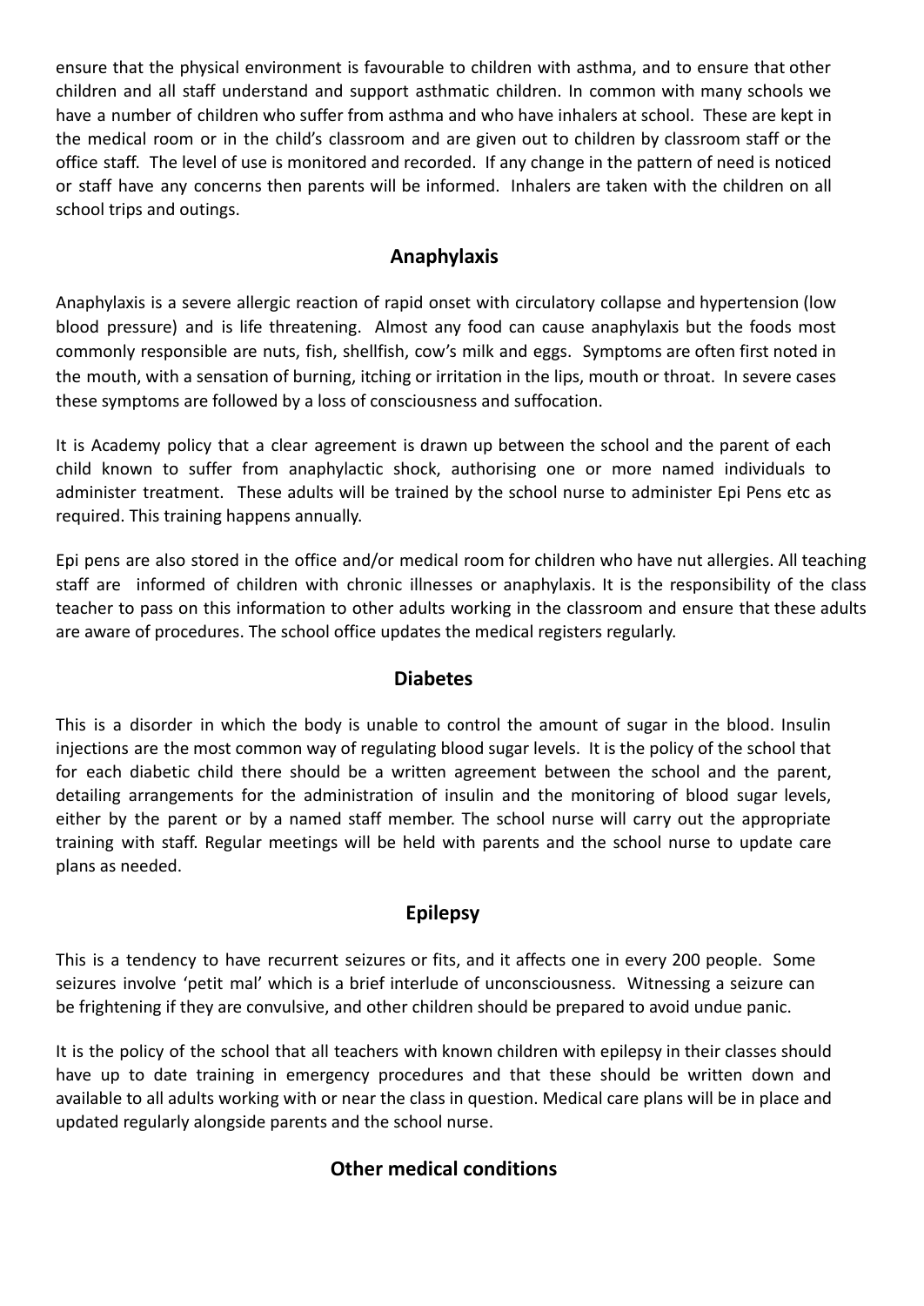ensure that the physical environment is favourable to children with asthma, and to ensure that other children and all staff understand and support asthmatic children. In common with many schools we have a number of children who suffer from asthma and who have inhalers at school. These are kept in the medical room or in the child's classroom and are given out to children by classroom staff or the office staff. The level of use is monitored and recorded. If any change in the pattern of need is noticed or staff have any concerns then parents will be informed. Inhalers are taken with the children on all school trips and outings.

## Anaphylaxis

Anaphylaxis is a severe allergic reaction of rapid onset with circulatory collapse and hypertension (low blood pressure) and is life threatening. Almost any food can cause anaphylaxis but the foods most commonly responsible are nuts, fish, shellfish, cow's milk and eggs. Symptoms are often first noted in the mouth, with a sensation of burning, itching or irritation in the lips, mouth or throat. In severe cases these symptoms are followed by a loss of consciousness and suffocation.

It is Academy policy that a clear agreement is drawn up between the school and the parent of each child known to suffer from anaphylactic shock, authorising one or more named individuals to administer treatment. These adults will be trained by the school nurse to administer Epi Pens etc as required. This training happens annually.

Epi pens are also stored in the office and/or medical room for children who have nut allergies. All teaching staff are informed of children with chronic illnesses or anaphylaxis. It is the responsibility of the class teacher to pass on this information to other adults working in the classroom and ensure that these adults are aware of procedures. The school office updates the medical registers regularly.

## Diabetes

This is a disorder in which the body is unable to control the amount of sugar in the blood. Insulin injections are the most common way of regulating blood sugar levels. It is the policy of the school that for each diabetic child there should be a written agreement between the school and the parent, detailing arrangements for the administration of insulin and the monitoring of blood sugar levels, either by the parent or by a named staff member. The school nurse will carry out the appropriate training with staff. Regular meetings will be held with parents and the school nurse to update care plans as needed.

## Epilepsy

This is a tendency to have recurrent seizures or fits, and it affects one in every 200 people. Some seizures involve 'petit mal' which is a brief interlude of unconsciousness. Witnessing a seizure can be frightening if they are convulsive, and other children should be prepared to avoid undue panic.

It is the policy of the school that all teachers with known children with epilepsy in their classes should have up to date training in emergency procedures and that these should be written down and available to all adults working with or near the class in question. Medical care plans will be in place and updated regularly alongside parents and the school nurse.

## Other medical conditions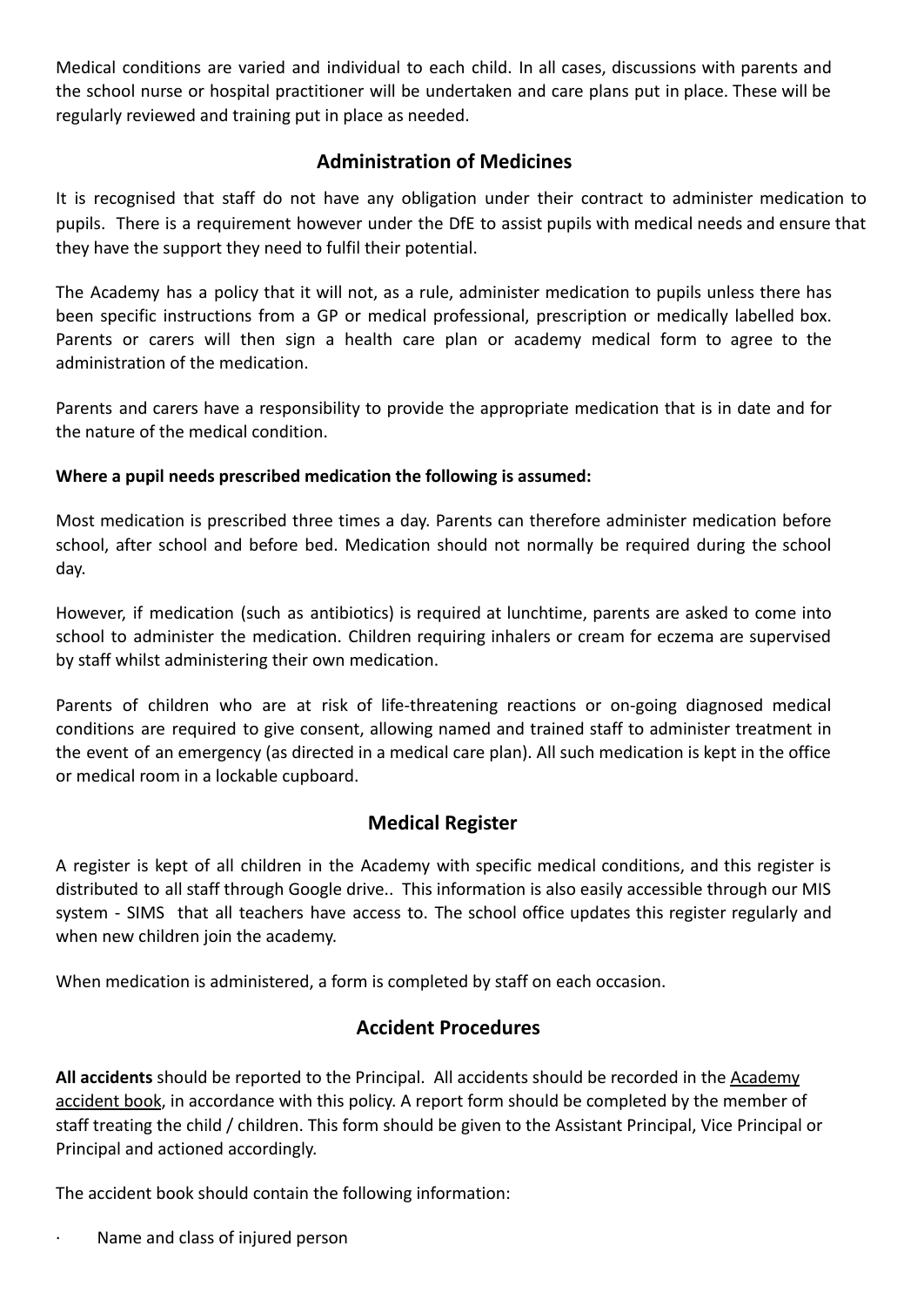Medical conditions are varied and individual to each child. In all cases, discussions with parents and the school nurse or hospital practitioner will be undertaken and care plans put in place. These will be regularly reviewed and training put in place as needed.

## Administration of Medicines

It is recognised that staff do not have any obligation under their contract to administer medication to pupils. There is a requirement however under the DfE to assist pupils with medical needs and ensure that they have the support they need to fulfil their potential.

The Academy has a policy that it will not, as a rule, administer medication to pupils unless there has been specific instructions from a GP or medical professional, prescription or medically labelled box. Parents or carers will then sign a health care plan or academy medical form to agree to the administration of the medication.

Parents and carers have a responsibility to provide the appropriate medication that is in date and for the nature of the medical condition.

**Where a pupil needs prescribed medication the following is assumed:**

Most medication is prescribed three times a day. Parents can therefore administer medication before school, after school and before bed. Medication should not normally be required during the school day.

However, if medication (such as antibiotics) is required at lunchtime, parents are asked to come into school to administer the medication. Children requiring inhalers or cream for eczema are supervised by staff whilst administering their own medication.

Parents of children who are at risk of life-threatening reactions or on-going diagnosed medical conditions are required to give consent, allowing named and trained staff to administer treatment in the event of an emergency (as directed in a medical care plan). All such medication is kept in the office or medical room in a lockable cupboard.

## Medical Register

A register is kept of all children in the Academy with specific medical conditions, and this register is distributed to all staff through Google drive.. This information is also easily accessible through our MIS system - SIMS that all teachers have access to. The school office updates this register regularly and when new children join the academy.

When medication is administered, a form is completed by staff on each occasion.

## Accident Procedures

**All accidents** should be reported to the Principal. All accidents should be recorded in the Academy accident book, in accordance with this policy. A report form should be completed by the member of staff treating the child / children. This form should be given to the Assistant Principal, Vice Principal or Principal and actioned accordingly.

The accident book should contain the following information:

- Name and class of injured person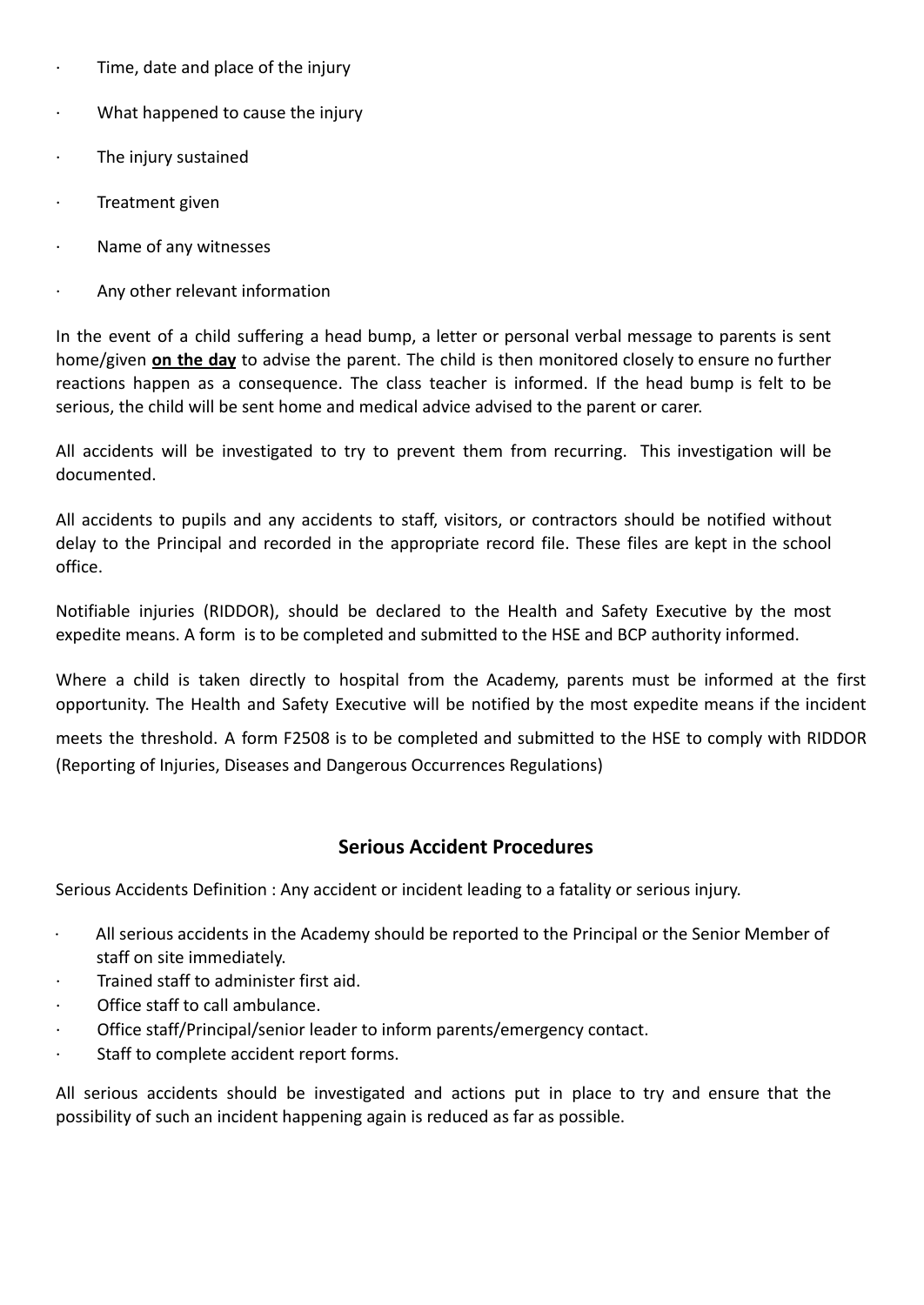- Time, date and place of the injury
- What happened to cause the injury
- The injury sustained
- Treatment given
- Name of any witnesses
- Any other relevant information

In the event of a child suffering a head bump, a letter or personal verbal message to parents is sent home/given **on the day** to advise the parent. The child is then monitored closely to ensure no further reactions happen as a consequence. The class teacher is informed. If the head bump is felt to be serious, the child will be sent home and medical advice advised to the parent or carer.

All accidents will be investigated to try to prevent them from recurring. This investigation will be documented.

All accidents to pupils and any accidents to staff, visitors, or contractors should be notified without delay to the Principal and recorded in the appropriate record file. These files are kept in the school office.

Notifiable injuries (RIDDOR), should be declared to the Health and Safety Executive by the most expedite means. A form is to be completed and submitted to the HSE and BCP authority informed.

Where a child is taken directly to hospital from the Academy, parents must be informed at the first opportunity. The Health and Safety Executive will be notified by the most expedite means if the incident meets the threshold. A form F2508 is to be completed and submitted to the HSE to comply with RIDDOR (Reporting of Injuries, Diseases and Dangerous Occurrences Regulations)

## Serious Accident Procedures

Serious Accidents Definition : Any accident or incident leading to a fatality or serious injury.

- All serious accidents in the Academy should be reported to the Principal or the Senior Member of staff on site immediately.
- Trained staff to administer first aid.
- Office staff to call ambulance.
- Office staff/Principal/senior leader to inform parents/emergency contact.
- Staff to complete accident report forms.

All serious accidents should be investigated and actions put in place to try and ensure that the possibility of such an incident happening again is reduced as far as possible.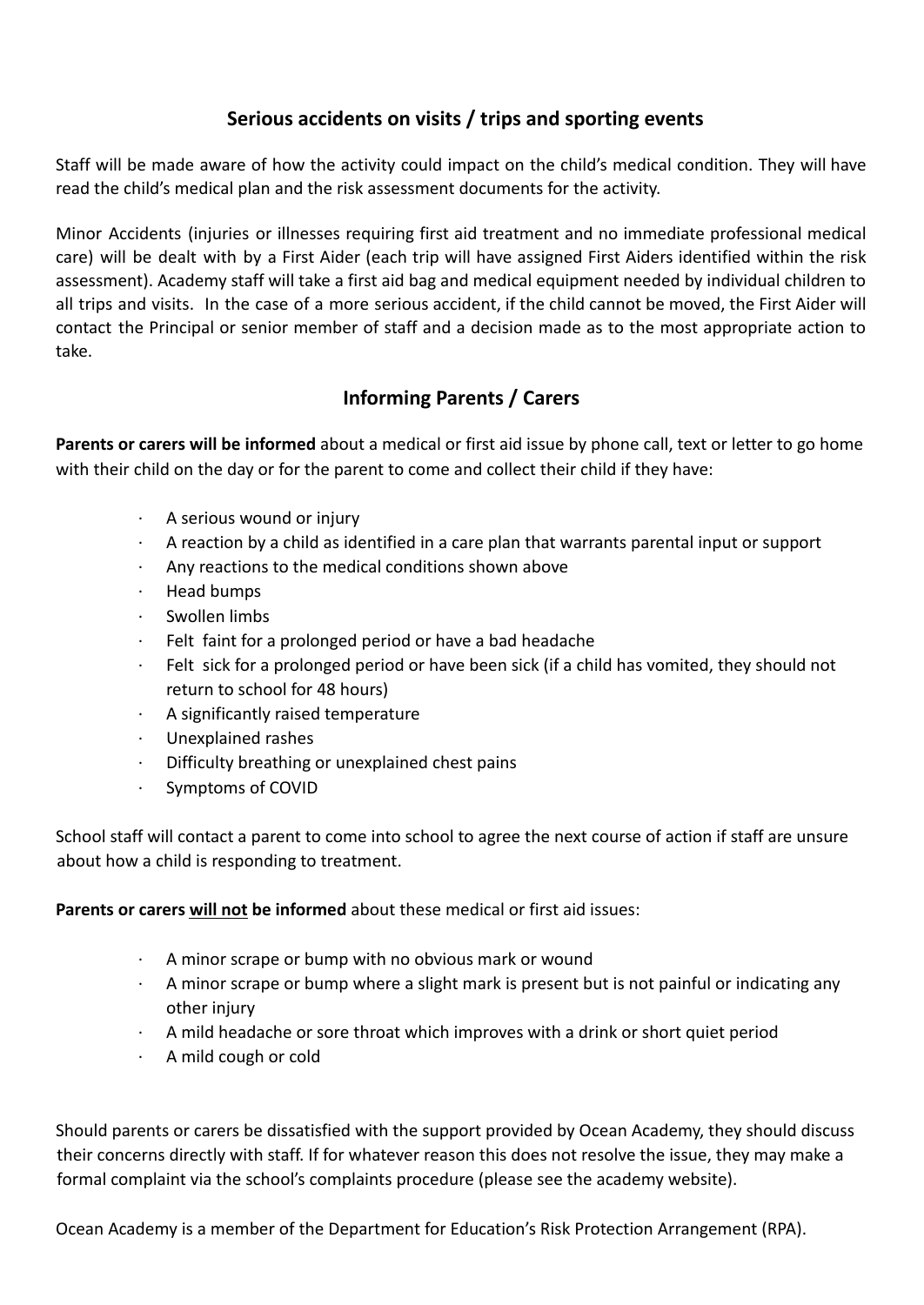## Serious accidents on visits / trips and sporting events

Staff will be made aware of how the activity could impact on the child's medical condition. They will have read the child's medical plan and the risk assessment documents for the activity.

Minor Accidents (injuries or illnesses requiring first aid treatment and no immediate professional medical care) will be dealt with by a First Aider (each trip will have assigned First Aiders identified within the risk assessment). Academy staff will take a first aid bag and medical equipment needed by individual children to all trips and visits. In the case of a more serious accident, if the child cannot be moved, the First Aider will contact the Principal or senior member of staff and a decision made as to the most appropriate action to take.

## Informing Parents / Carers

**Parents or carers will be informed** about a medical or first aid issue by phone call, text or letter to go home with their child on the day or for the parent to come and collect their child if they have:

- A serious wound or injury
- A reaction by a child as identified in a care plan that warrants parental input or support
- Any reactions to the medical conditions shown above
- Head bumps
- Swollen limbs
- Felt faint for a prolonged period or have a bad headache
- Felt sick for a prolonged period or have been sick (if a child has vomited, they should not return to school for 48 hours)
- A significantly raised temperature
- Unexplained rashes
- Difficulty breathing or unexplained chest pains
- Symptoms of COVID

School staff will contact a parent to come into school to agree the next course of action if staff are unsure about how a child is responding to treatment.

**Parents or carers <u>will not</u> be informed** about these medical or first aid issues:

- A minor scrape or bump with no obvious mark or wound
- A minor scrape or bump where a slight mark is present but is not painful or indicating any other injury
- A mild headache or sore throat which improves with a drink or short quiet period
- A mild cough or cold

Should parents or carers be dissatisfied with the support provided by Ocean Academy, they should discuss their concerns directly with staff. If for whatever reason this does not resolve the issue, they may make a formal complaint via the school's complaints procedure (please see the academy website).

Ocean Academy is a member of the Department for Education's Risk Protection Arrangement (RPA).